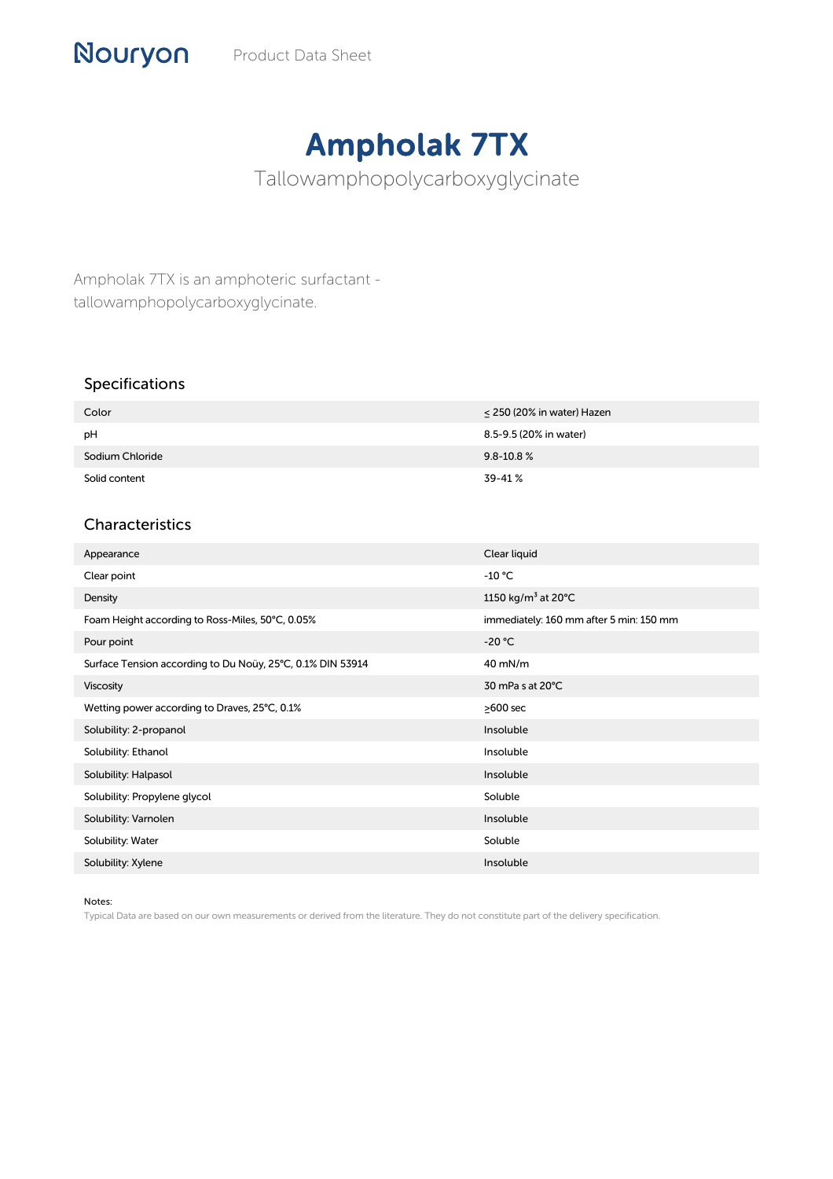Nouryon Product Data Sheet

# Ampholak 7TX

Tallowamphopolycarboxyglycinate

Ampholak 7TX is an amphoteric surfactant - tallowamphopolycarboxyglycinate.

## Specifications

| | |
|---|---|
| Color | ≤ 250 (20% in water) Hazen |
| pH | 8.5-9.5 (20% in water) |
| Sodium Chloride | 9.8-10.8 % |
| Solid content | 39-41 % |

## Characteristics

| | |
|---|---|
| Appearance | Clear liquid |
| Clear point | -10 °C |
| Density | 1150 kg/m$^3$ at 20°C |
| Foam Height according to Ross-Miles, 50°C, 0.05% | immediately: 160 mm after 5 min: 150 mm |
| Pour point | -20 °C |
| Surface Tension according to Du Noüy, 25°C, 0.1% DIN 53914 | 40 mN/m |
| Viscosity | 30 mPa s at 20°C |
| Wetting power according to Draves, 25°C, 0.1% | ≥600 sec |
| Solubility: 2-propanol | Insoluble |
| Solubility: Ethanol | Insoluble |
| Solubility: Halpasol | Insoluble |
| Solubility: Propylene glycol | Soluble |
| Solubility: Varnolen | Insoluble |
| Solubility: Water | Soluble |
| Solubility: Xylene | Insoluble |

Notes:

Typical Data are based on our own measurements or derived from the literature. They do not constitute part of the delivery specification.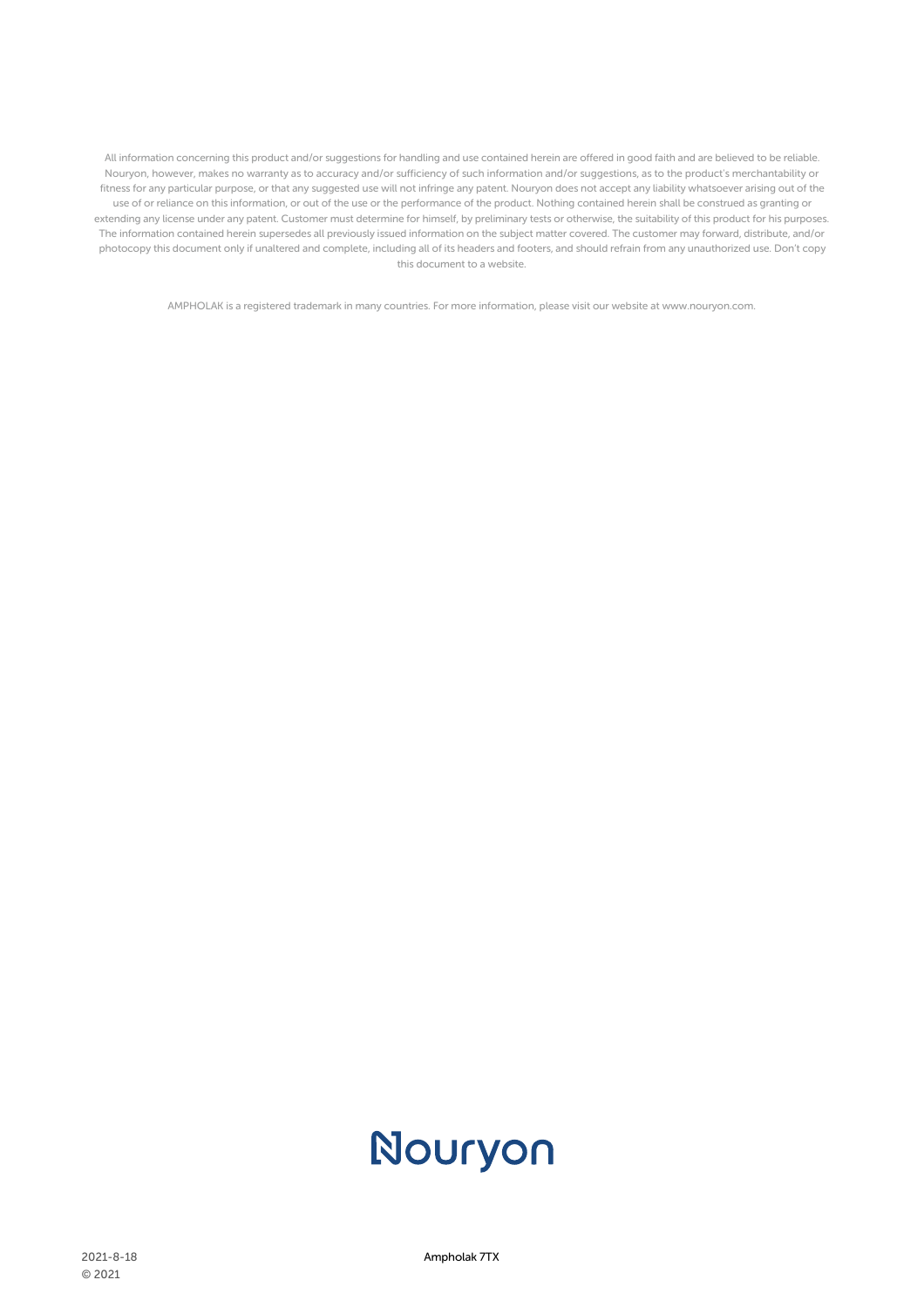All information concerning this product and/or suggestions for handling and use contained herein are offered in good faith and are believed to be reliable. Nouryon, however, makes no warranty as to accuracy and/or sufficiency of such information and/or suggestions, as to the product's merchantability or fitness for any particular purpose, or that any suggested use will not infringe any patent. Nouryon does not accept any liability whatsoever arising out of the use of or reliance on this information, or out of the use or the performance of the product. Nothing contained herein shall be construed as granting or extending any license under any patent. Customer must determine for himself, by preliminary tests or otherwise, the suitability of this product for his purposes. The information contained herein supersedes all previously issued information on the subject matter covered. The customer may forward, distribute, and/or photocopy this document only if unaltered and complete, including all of its headers and footers, and should refrain from any unauthorized use. Don't copy this document to a website.

AMPHOLAK is a registered trademark in many countries. For more information, please visit our website at www.nouryon.com.

Nouryon

2021-8-18
© 2021

Ampholak 7TX